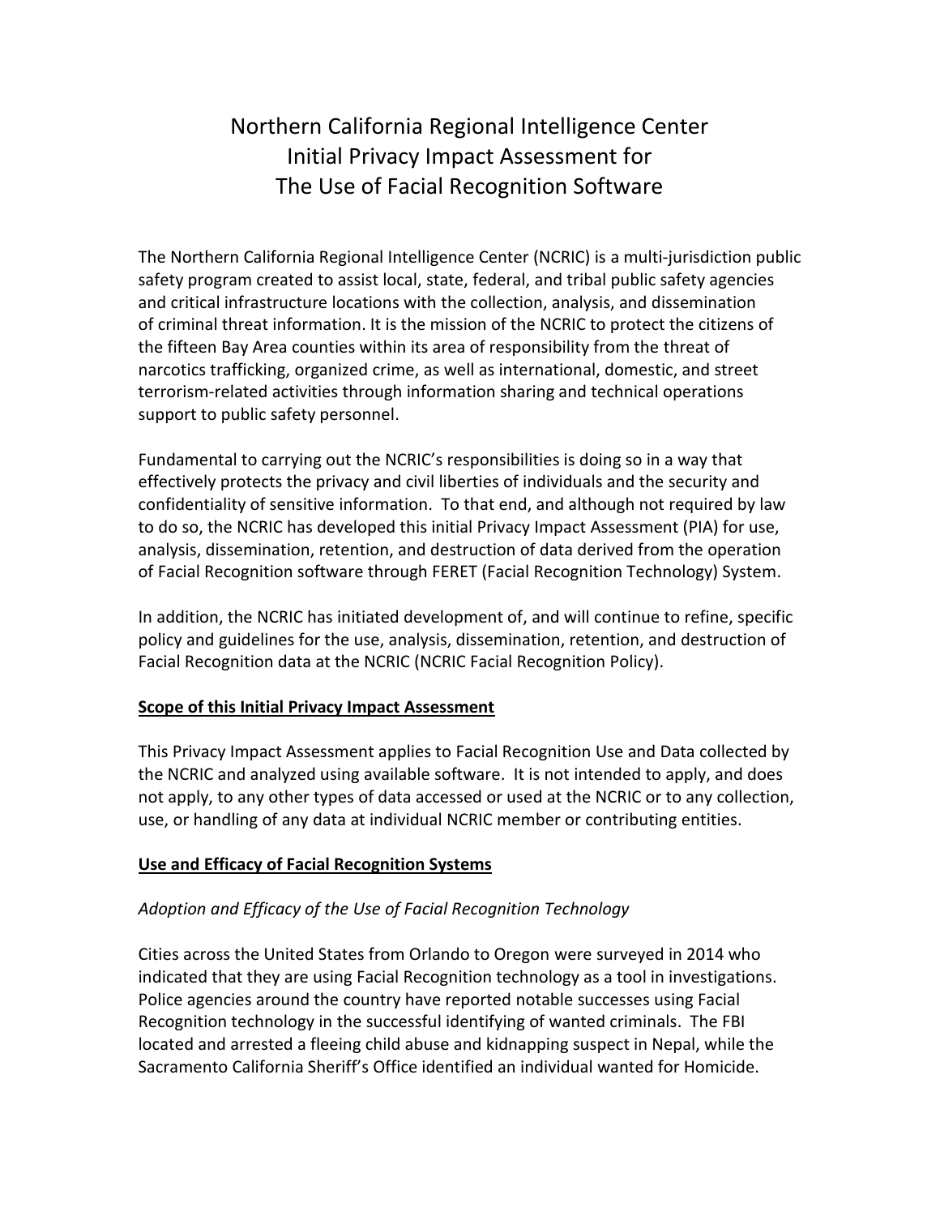# Northern California Regional Intelligence Center Initial Privacy Impact Assessment for The Use of Facial Recognition Software

The Northern California Regional Intelligence Center (NCRIC) is a multi-jurisdiction public safety program created to assist local, state, federal, and tribal public safety agencies and critical infrastructure locations with the collection, analysis, and dissemination of criminal threat information. It is the mission of the NCRIC to protect the citizens of the fifteen Bay Area counties within its area of responsibility from the threat of narcotics trafficking, organized crime, as well as international, domestic, and street terrorism-related activities through information sharing and technical operations support to public safety personnel.

Fundamental to carrying out the NCRIC's responsibilities is doing so in a way that effectively protects the privacy and civil liberties of individuals and the security and confidentiality of sensitive information. To that end, and although not required by law to do so, the NCRIC has developed this initial Privacy Impact Assessment (PIA) for use, analysis, dissemination, retention, and destruction of data derived from the operation of Facial Recognition software through FERET (Facial Recognition Technology) System.

In addition, the NCRIC has initiated development of, and will continue to refine, specific policy and guidelines for the use, analysis, dissemination, retention, and destruction of Facial Recognition data at the NCRIC (NCRIC Facial Recognition Policy).

## Scope of this Initial Privacy Impact Assessment

This Privacy Impact Assessment applies to Facial Recognition Use and Data collected by the NCRIC and analyzed using available software. It is not intended to apply, and does not apply, to any other types of data accessed or used at the NCRIC or to any collection, use, or handling of any data at individual NCRIC member or contributing entities.

## Use and Efficacy of Facial Recognition Systems

### *Adoption and Efficacy of the Use of Facial Recognition Technology*

Cities across the United States from Orlando to Oregon were surveyed in 2014 who indicated that they are using Facial Recognition technology as a tool in investigations. Police agencies around the country have reported notable successes using Facial Recognition technology in the successful identifying of wanted criminals. The FBI located and arrested a fleeing child abuse and kidnapping suspect in Nepal, while the Sacramento California Sheriff's Office identified an individual wanted for Homicide.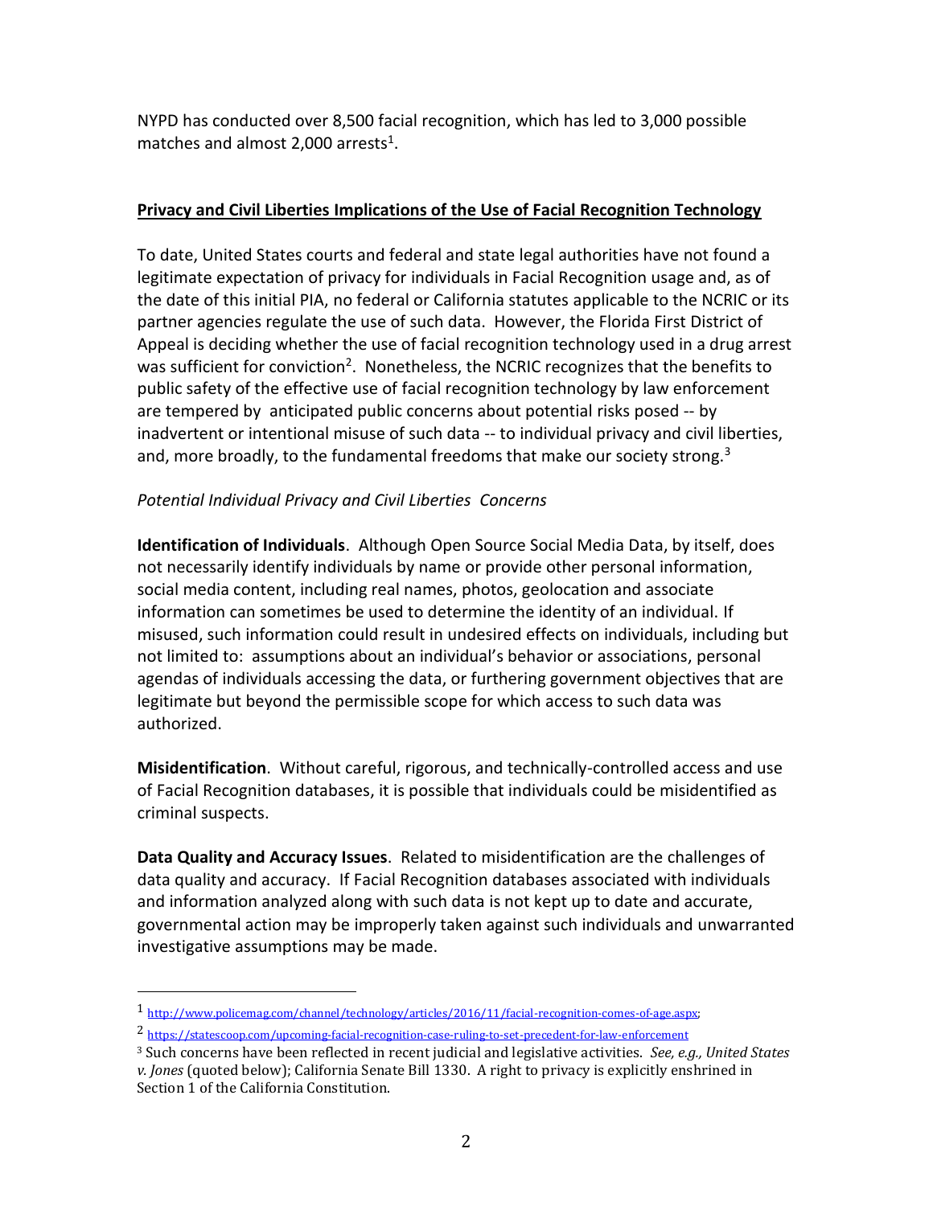NYPD has conducted over 8,500 facial recognition, which has led to 3,000 possible matches and almost 2,000 arrests[1].

**Privacy and Civil Liberties Implications of the Use of Facial Recognition Technology**

To date, United States courts and federal and state legal authorities have not found a legitimate expectation of privacy for individuals in Facial Recognition usage and, as of the date of this initial PIA, no federal or California statutes applicable to the NCRIC or its partner agencies regulate the use of such data. However, the Florida First District of Appeal is deciding whether the use of facial recognition technology used in a drug arrest was sufficient for conviction[2]. Nonetheless, the NCRIC recognizes that the benefits to public safety of the effective use of facial recognition technology by law enforcement are tempered by anticipated public concerns about potential risks posed -- by inadvertent or intentional misuse of such data -- to individual privacy and civil liberties, and, more broadly, to the fundamental freedoms that make our society strong.[3]

*Potential Individual Privacy and Civil Liberties Concerns*

**Identification of Individuals**. Although Open Source Social Media Data, by itself, does not necessarily identify individuals by name or provide other personal information, social media content, including real names, photos, geolocation and associate information can sometimes be used to determine the identity of an individual. If misused, such information could result in undesired effects on individuals, including but not limited to: assumptions about an individual's behavior or associations, personal agendas of individuals accessing the data, or furthering government objectives that are legitimate but beyond the permissible scope for which access to such data was authorized.

**Misidentification**. Without careful, rigorous, and technically-controlled access and use of Facial Recognition databases, it is possible that individuals could be misidentified as criminal suspects.

**Data Quality and Accuracy Issues**. Related to misidentification are the challenges of data quality and accuracy. If Facial Recognition databases associated with individuals and information analyzed along with such data is not kept up to date and accurate, governmental action may be improperly taken against such individuals and unwarranted investigative assumptions may be made.

---

[1] http://www.policemag.com/channel/technology/articles/2016/11/facial-recognition-comes-of-age.aspx;

[2] https://statescoop.com/upcoming-facial-recognition-case-ruling-to-set-precedent-for-law-enforcement

[3] Such concerns have been reflected in recent judicial and legislative activities. *See, e.g., United States v. Jones* (quoted below); California Senate Bill 1330. A right to privacy is explicitly enshrined in Section 1 of the California Constitution.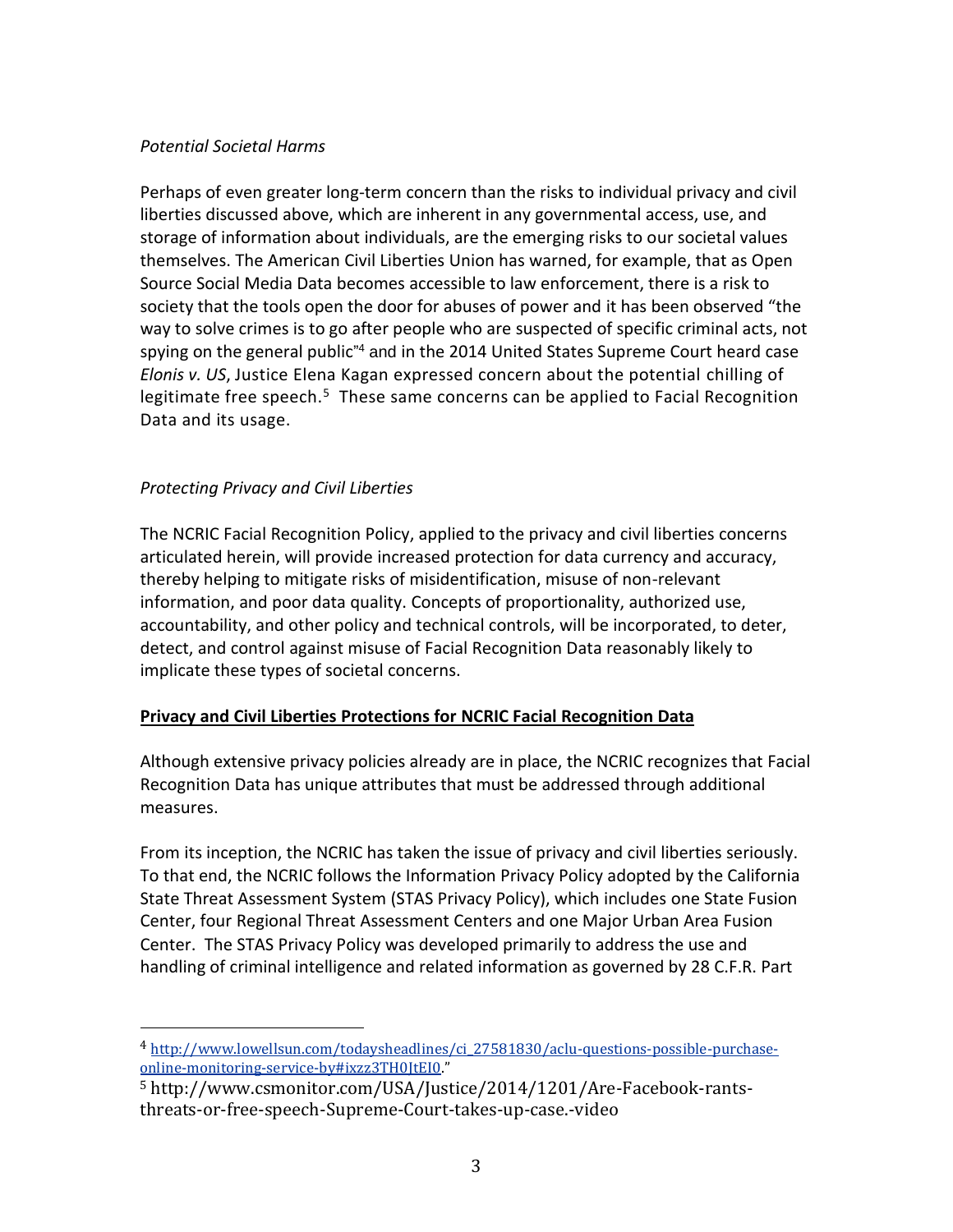*Potential Societal Harms*

Perhaps of even greater long-term concern than the risks to individual privacy and civil liberties discussed above, which are inherent in any governmental access, use, and storage of information about individuals, are the emerging risks to our societal values themselves. The American Civil Liberties Union has warned, for example, that as Open Source Social Media Data becomes accessible to law enforcement, there is a risk to society that the tools open the door for abuses of power and it has been observed "the way to solve crimes is to go after people who are suspected of specific criminal acts, not spying on the general public"[4] and in the 2014 United States Supreme Court heard case *Elonis v. US*, Justice Elena Kagan expressed concern about the potential chilling of legitimate free speech.[5] These same concerns can be applied to Facial Recognition Data and its usage.

*Protecting Privacy and Civil Liberties*

The NCRIC Facial Recognition Policy, applied to the privacy and civil liberties concerns articulated herein, will provide increased protection for data currency and accuracy, thereby helping to mitigate risks of misidentification, misuse of non-relevant information, and poor data quality. Concepts of proportionality, authorized use, accountability, and other policy and technical controls, will be incorporated, to deter, detect, and control against misuse of Facial Recognition Data reasonably likely to implicate these types of societal concerns.

**Privacy and Civil Liberties Protections for NCRIC Facial Recognition Data**

Although extensive privacy policies already are in place, the NCRIC recognizes that Facial Recognition Data has unique attributes that must be addressed through additional measures.

From its inception, the NCRIC has taken the issue of privacy and civil liberties seriously. To that end, the NCRIC follows the Information Privacy Policy adopted by the California State Threat Assessment System (STAS Privacy Policy), which includes one State Fusion Center, four Regional Threat Assessment Centers and one Major Urban Area Fusion Center. The STAS Privacy Policy was developed primarily to address the use and handling of criminal intelligence and related information as governed by 28 C.F.R. Part

---

[4] http://www.lowellsun.com/todaysheadlines/ci_27581830/aclu-questions-possible-purchase-online-monitoring-service-by#ixzz3TH0JtEI0."

[5] http://www.csmonitor.com/USA/Justice/2014/1201/Are-Facebook-rants-threats-or-free-speech-Supreme-Court-takes-up-case.-video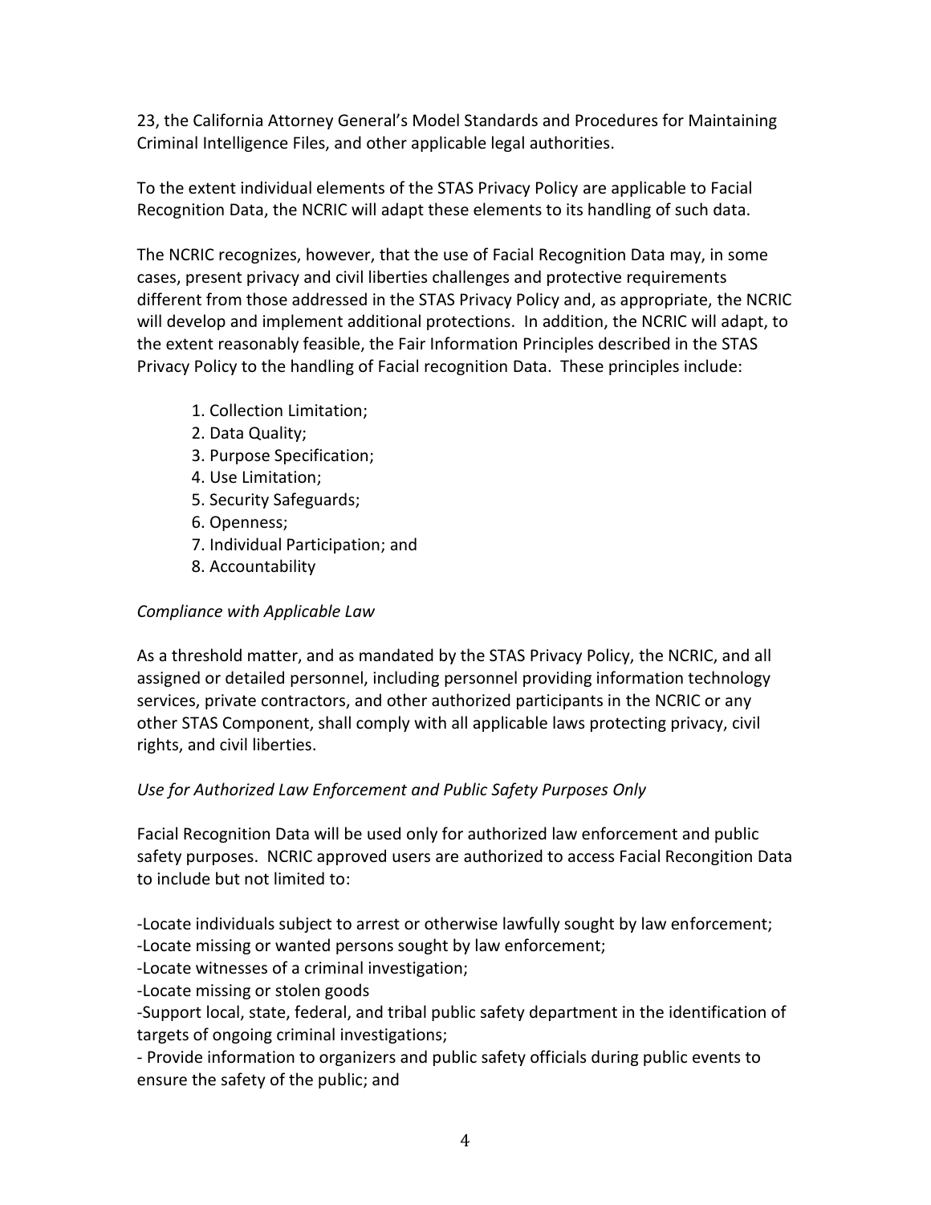23, the California Attorney General's Model Standards and Procedures for Maintaining Criminal Intelligence Files, and other applicable legal authorities.

To the extent individual elements of the STAS Privacy Policy are applicable to Facial Recognition Data, the NCRIC will adapt these elements to its handling of such data.

The NCRIC recognizes, however, that the use of Facial Recognition Data may, in some cases, present privacy and civil liberties challenges and protective requirements different from those addressed in the STAS Privacy Policy and, as appropriate, the NCRIC will develop and implement additional protections. In addition, the NCRIC will adapt, to the extent reasonably feasible, the Fair Information Principles described in the STAS Privacy Policy to the handling of Facial recognition Data. These principles include:

1. Collection Limitation;
2. Data Quality;
3. Purpose Specification;
4. Use Limitation;
5. Security Safeguards;
6. Openness;
7. Individual Participation; and
8. Accountability

*Compliance with Applicable Law*

As a threshold matter, and as mandated by the STAS Privacy Policy, the NCRIC, and all assigned or detailed personnel, including personnel providing information technology services, private contractors, and other authorized participants in the NCRIC or any other STAS Component, shall comply with all applicable laws protecting privacy, civil rights, and civil liberties.

*Use for Authorized Law Enforcement and Public Safety Purposes Only*

Facial Recognition Data will be used only for authorized law enforcement and public safety purposes. NCRIC approved users are authorized to access Facial Recongition Data to include but not limited to:

-Locate individuals subject to arrest or otherwise lawfully sought by law enforcement;
-Locate missing or wanted persons sought by law enforcement;
-Locate witnesses of a criminal investigation;
-Locate missing or stolen goods
-Support local, state, federal, and tribal public safety department in the identification of targets of ongoing criminal investigations;
- Provide information to organizers and public safety officials during public events to ensure the safety of the public; and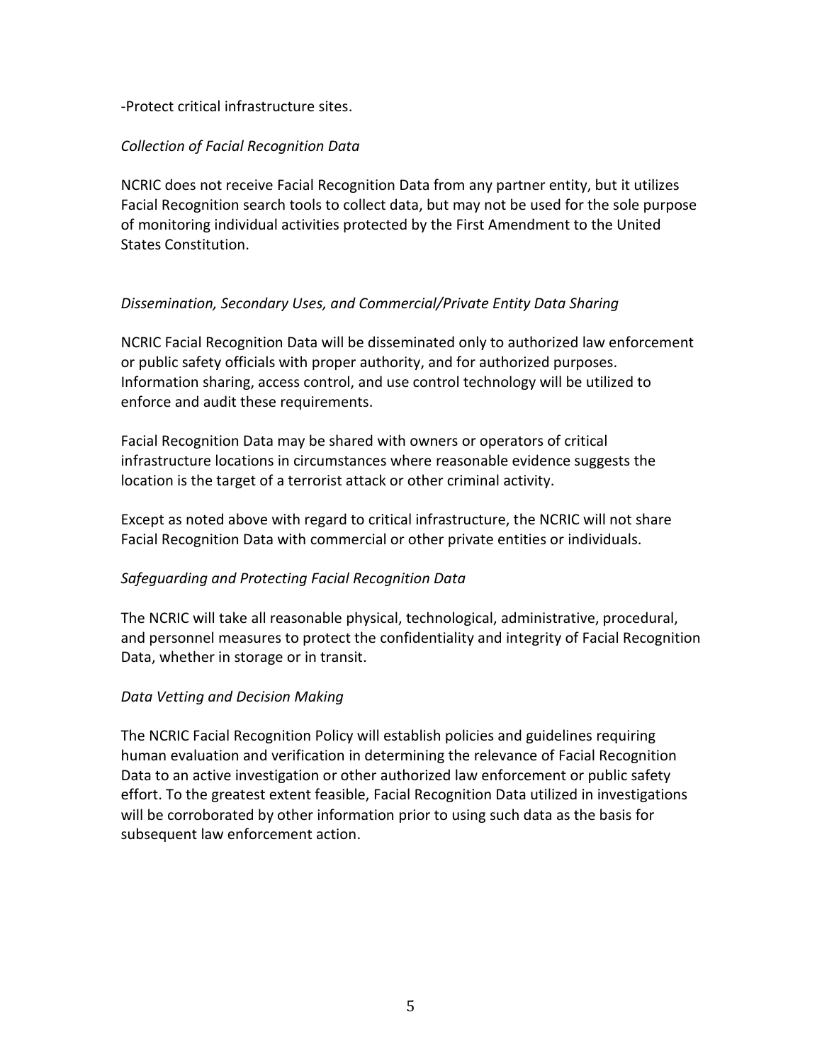-Protect critical infrastructure sites.

*Collection of Facial Recognition Data*

NCRIC does not receive Facial Recognition Data from any partner entity, but it utilizes Facial Recognition search tools to collect data, but may not be used for the sole purpose of monitoring individual activities protected by the First Amendment to the United States Constitution.

*Dissemination, Secondary Uses, and Commercial/Private Entity Data Sharing*

NCRIC Facial Recognition Data will be disseminated only to authorized law enforcement or public safety officials with proper authority, and for authorized purposes. Information sharing, access control, and use control technology will be utilized to enforce and audit these requirements.

Facial Recognition Data may be shared with owners or operators of critical infrastructure locations in circumstances where reasonable evidence suggests the location is the target of a terrorist attack or other criminal activity.

Except as noted above with regard to critical infrastructure, the NCRIC will not share Facial Recognition Data with commercial or other private entities or individuals.

*Safeguarding and Protecting Facial Recognition Data*

The NCRIC will take all reasonable physical, technological, administrative, procedural, and personnel measures to protect the confidentiality and integrity of Facial Recognition Data, whether in storage or in transit.

*Data Vetting and Decision Making*

The NCRIC Facial Recognition Policy will establish policies and guidelines requiring human evaluation and verification in determining the relevance of Facial Recognition Data to an active investigation or other authorized law enforcement or public safety effort. To the greatest extent feasible, Facial Recognition Data utilized in investigations will be corroborated by other information prior to using such data as the basis for subsequent law enforcement action.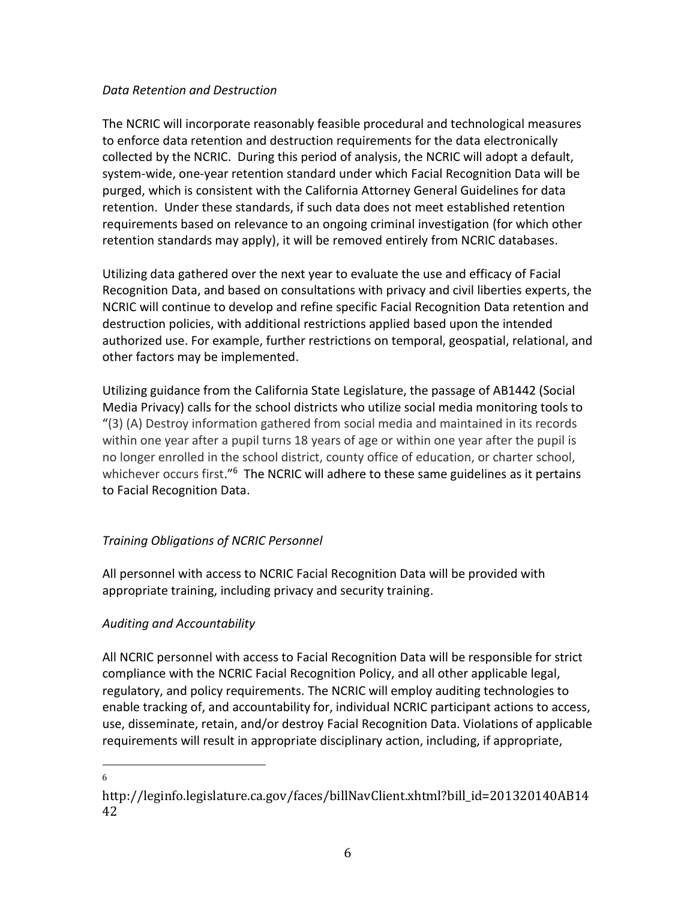*Data Retention and Destruction*

The NCRIC will incorporate reasonably feasible procedural and technological measures to enforce data retention and destruction requirements for the data electronically collected by the NCRIC. During this period of analysis, the NCRIC will adopt a default, system-wide, one-year retention standard under which Facial Recognition Data will be purged, which is consistent with the California Attorney General Guidelines for data retention. Under these standards, if such data does not meet established retention requirements based on relevance to an ongoing criminal investigation (for which other retention standards may apply), it will be removed entirely from NCRIC databases.

Utilizing data gathered over the next year to evaluate the use and efficacy of Facial Recognition Data, and based on consultations with privacy and civil liberties experts, the NCRIC will continue to develop and refine specific Facial Recognition Data retention and destruction policies, with additional restrictions applied based upon the intended authorized use. For example, further restrictions on temporal, geospatial, relational, and other factors may be implemented.

Utilizing guidance from the California State Legislature, the passage of AB1442 (Social Media Privacy) calls for the school districts who utilize social media monitoring tools to "(3) (A) Destroy information gathered from social media and maintained in its records within one year after a pupil turns 18 years of age or within one year after the pupil is no longer enrolled in the school district, county office of education, or charter school, whichever occurs first."[6] The NCRIC will adhere to these same guidelines as it pertains to Facial Recognition Data.

*Training Obligations of NCRIC Personnel*

All personnel with access to NCRIC Facial Recognition Data will be provided with appropriate training, including privacy and security training.

*Auditing and Accountability*

All NCRIC personnel with access to Facial Recognition Data will be responsible for strict compliance with the NCRIC Facial Recognition Policy, and all other applicable legal, regulatory, and policy requirements. The NCRIC will employ auditing technologies to enable tracking of, and accountability for, individual NCRIC participant actions to access, use, disseminate, retain, and/or destroy Facial Recognition Data. Violations of applicable requirements will result in appropriate disciplinary action, including, if appropriate,

---

[6] http://leginfo.legislature.ca.gov/faces/billNavClient.xhtml?bill_id=201320140AB1442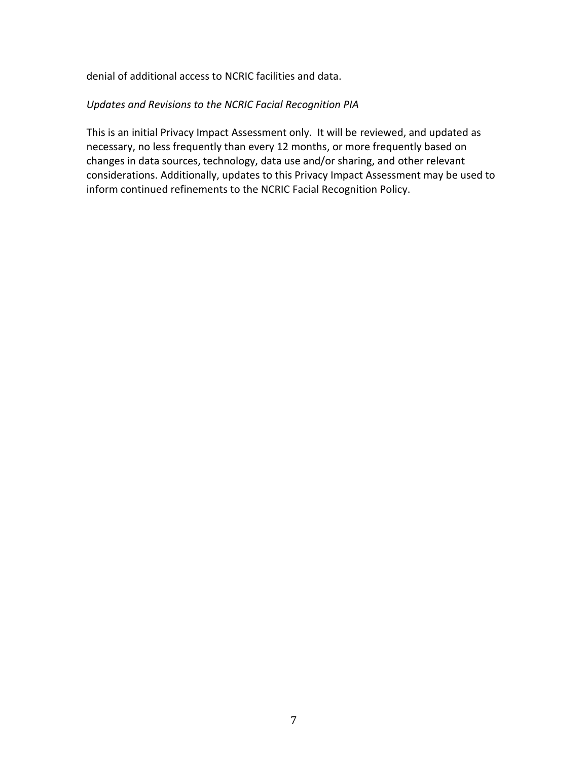denial of additional access to NCRIC facilities and data.

*Updates and Revisions to the NCRIC Facial Recognition PIA*

This is an initial Privacy Impact Assessment only. It will be reviewed, and updated as necessary, no less frequently than every 12 months, or more frequently based on changes in data sources, technology, data use and/or sharing, and other relevant considerations. Additionally, updates to this Privacy Impact Assessment may be used to inform continued refinements to the NCRIC Facial Recognition Policy.